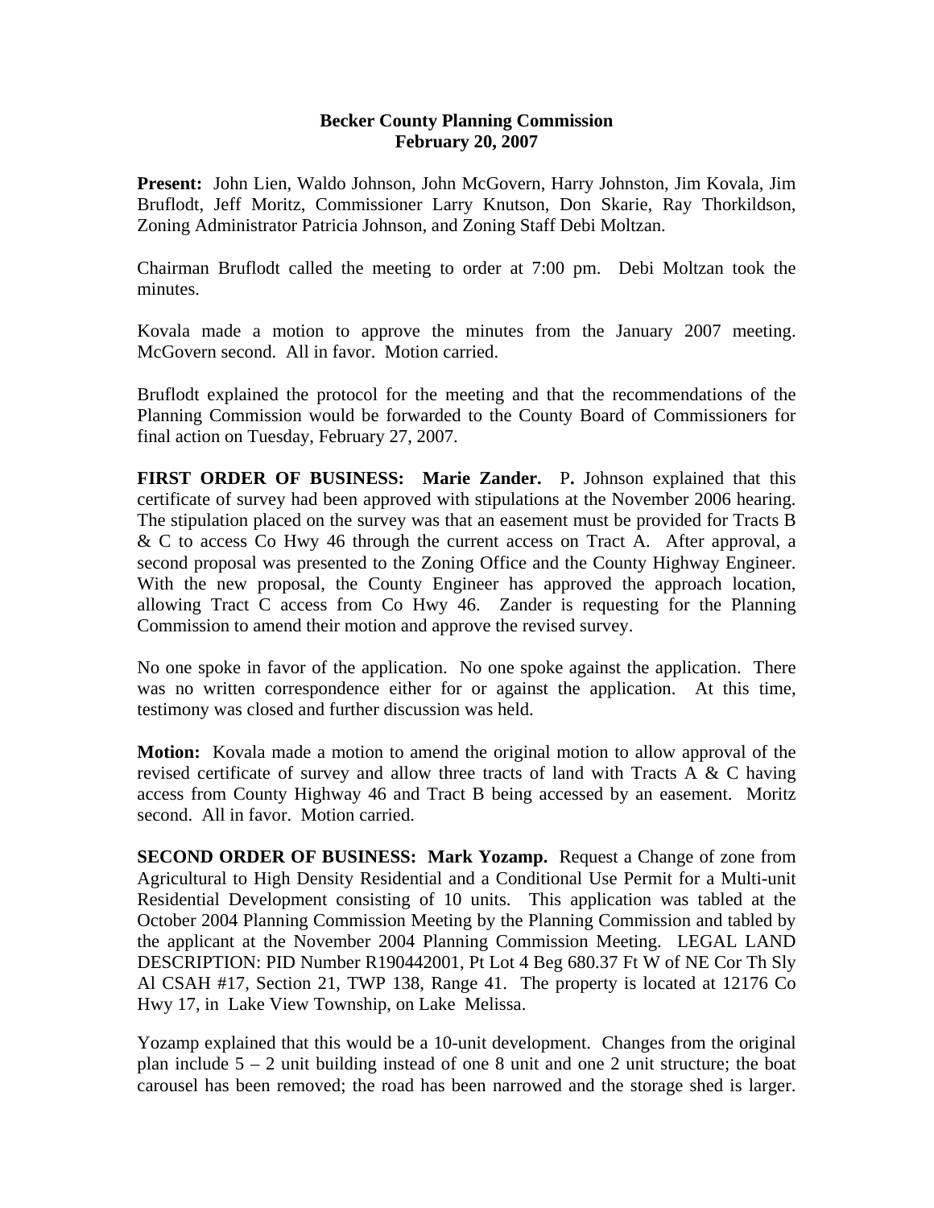# Becker County Planning Commission
## February 20, 2007

**Present:** John Lien, Waldo Johnson, John McGovern, Harry Johnston, Jim Kovala, Jim Bruflodt, Jeff Moritz, Commissioner Larry Knutson, Don Skarie, Ray Thorkildson, Zoning Administrator Patricia Johnson, and Zoning Staff Debi Moltzan.

Chairman Bruflodt called the meeting to order at 7:00 pm. Debi Moltzan took the minutes.

Kovala made a motion to approve the minutes from the January 2007 meeting. McGovern second. All in favor. Motion carried.

Bruflodt explained the protocol for the meeting and that the recommendations of the Planning Commission would be forwarded to the County Board of Commissioners for final action on Tuesday, February 27, 2007.

**FIRST ORDER OF BUSINESS: Marie Zander.** P**.** Johnson explained that this certificate of survey had been approved with stipulations at the November 2006 hearing. The stipulation placed on the survey was that an easement must be provided for Tracts B & C to access Co Hwy 46 through the current access on Tract A. After approval, a second proposal was presented to the Zoning Office and the County Highway Engineer. With the new proposal, the County Engineer has approved the approach location, allowing Tract C access from Co Hwy 46. Zander is requesting for the Planning Commission to amend their motion and approve the revised survey.

No one spoke in favor of the application. No one spoke against the application. There was no written correspondence either for or against the application. At this time, testimony was closed and further discussion was held.

**Motion:** Kovala made a motion to amend the original motion to allow approval of the revised certificate of survey and allow three tracts of land with Tracts A & C having access from County Highway 46 and Tract B being accessed by an easement. Moritz second. All in favor. Motion carried.

**SECOND ORDER OF BUSINESS: Mark Yozamp.** Request a Change of zone from Agricultural to High Density Residential and a Conditional Use Permit for a Multi-unit Residential Development consisting of 10 units. This application was tabled at the October 2004 Planning Commission Meeting by the Planning Commission and tabled by the applicant at the November 2004 Planning Commission Meeting. LEGAL LAND DESCRIPTION: PID Number R190442001, Pt Lot 4 Beg 680.37 Ft W of NE Cor Th Sly Al CSAH #17, Section 21, TWP 138, Range 41. The property is located at 12176 Co Hwy 17, in Lake View Township, on Lake Melissa.

Yozamp explained that this would be a 10-unit development. Changes from the original plan include 5 – 2 unit building instead of one 8 unit and one 2 unit structure; the boat carousel has been removed; the road has been narrowed and the storage shed is larger.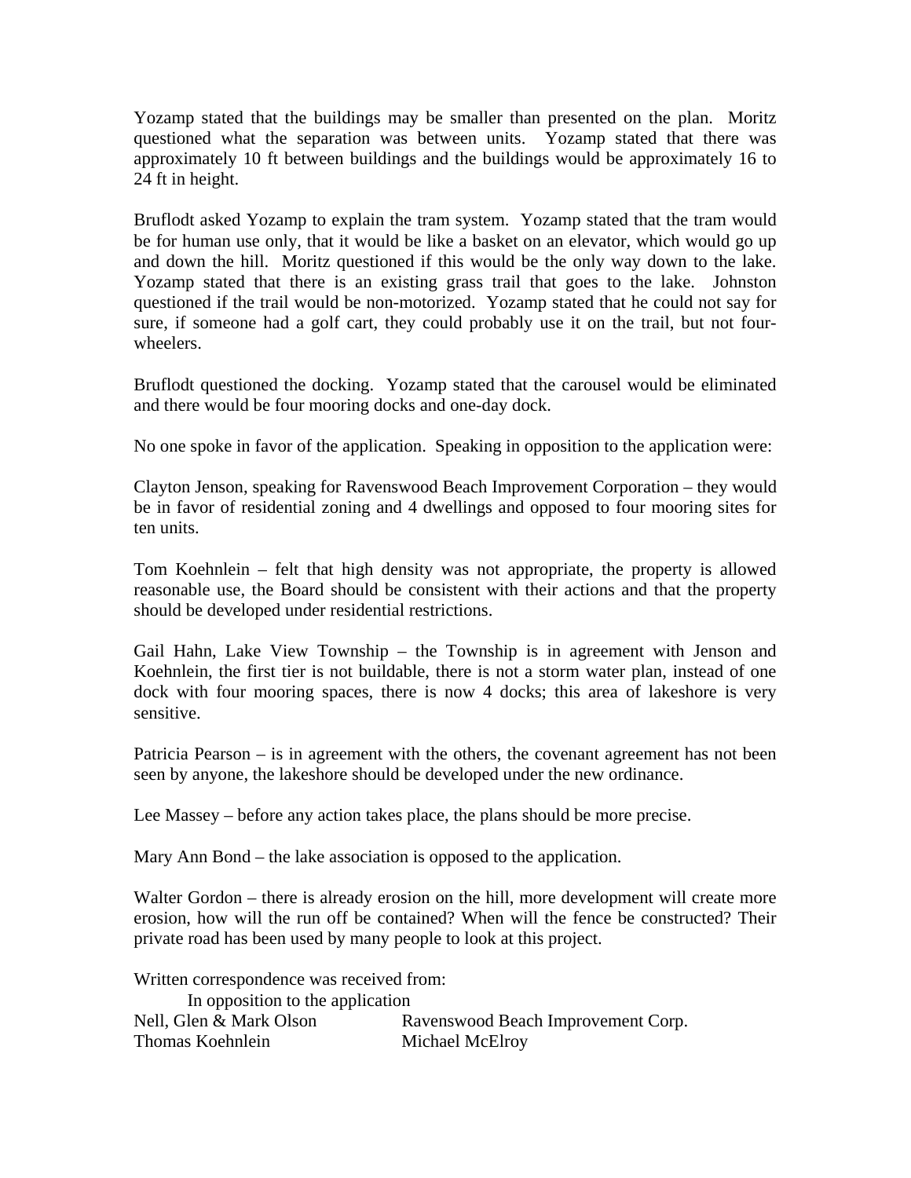Yozamp stated that the buildings may be smaller than presented on the plan. Moritz questioned what the separation was between units. Yozamp stated that there was approximately 10 ft between buildings and the buildings would be approximately 16 to 24 ft in height.

Bruflodt asked Yozamp to explain the tram system. Yozamp stated that the tram would be for human use only, that it would be like a basket on an elevator, which would go up and down the hill. Moritz questioned if this would be the only way down to the lake. Yozamp stated that there is an existing grass trail that goes to the lake. Johnston questioned if the trail would be non-motorized. Yozamp stated that he could not say for sure, if someone had a golf cart, they could probably use it on the trail, but not four-wheelers.

Bruflodt questioned the docking. Yozamp stated that the carousel would be eliminated and there would be four mooring docks and one-day dock.

No one spoke in favor of the application. Speaking in opposition to the application were:

Clayton Jenson, speaking for Ravenswood Beach Improvement Corporation – they would be in favor of residential zoning and 4 dwellings and opposed to four mooring sites for ten units.

Tom Koehnlein – felt that high density was not appropriate, the property is allowed reasonable use, the Board should be consistent with their actions and that the property should be developed under residential restrictions.

Gail Hahn, Lake View Township – the Township is in agreement with Jenson and Koehnlein, the first tier is not buildable, there is not a storm water plan, instead of one dock with four mooring spaces, there is now 4 docks; this area of lakeshore is very sensitive.

Patricia Pearson – is in agreement with the others, the covenant agreement has not been seen by anyone, the lakeshore should be developed under the new ordinance.

Lee Massey – before any action takes place, the plans should be more precise.

Mary Ann Bond – the lake association is opposed to the application.

Walter Gordon – there is already erosion on the hill, more development will create more erosion, how will the run off be contained? When will the fence be constructed? Their private road has been used by many people to look at this project.

Written correspondence was received from:

In opposition to the application

| | |
|---|---|
| Nell, Glen & Mark Olson | Ravenswood Beach Improvement Corp. |
| Thomas Koehnlein | Michael McElroy |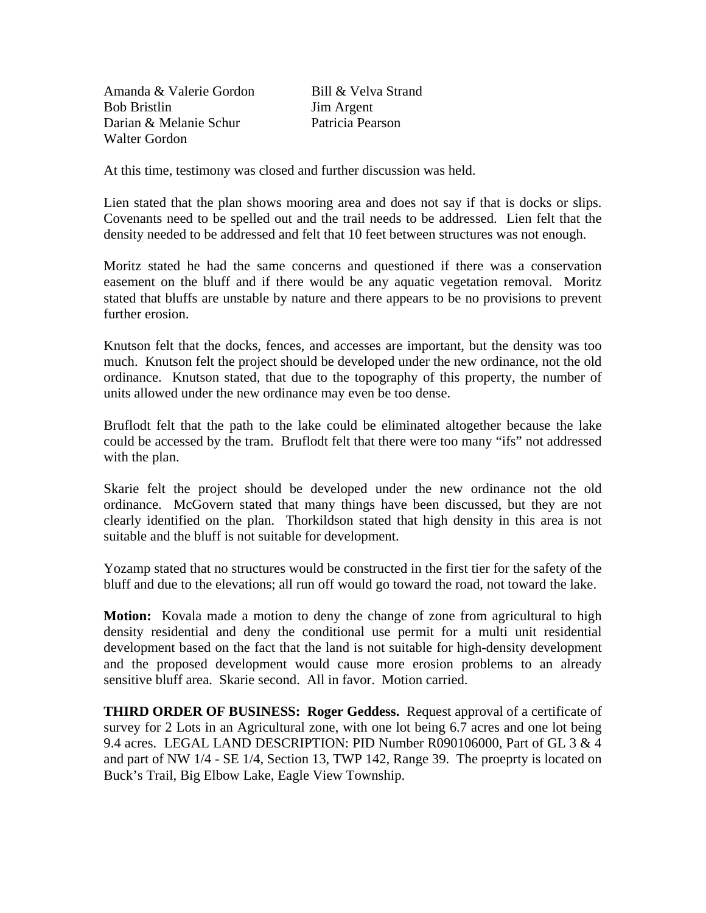Amanda & Valerie Gordon
Bob Bristlin
Darian & Melanie Schur
Walter Gordon
Bill & Velva Strand
Jim Argent
Patricia Pearson

At this time, testimony was closed and further discussion was held.

Lien stated that the plan shows mooring area and does not say if that is docks or slips. Covenants need to be spelled out and the trail needs to be addressed. Lien felt that the density needed to be addressed and felt that 10 feet between structures was not enough.

Moritz stated he had the same concerns and questioned if there was a conservation easement on the bluff and if there would be any aquatic vegetation removal. Moritz stated that bluffs are unstable by nature and there appears to be no provisions to prevent further erosion.

Knutson felt that the docks, fences, and accesses are important, but the density was too much. Knutson felt the project should be developed under the new ordinance, not the old ordinance. Knutson stated, that due to the topography of this property, the number of units allowed under the new ordinance may even be too dense.

Bruflodt felt that the path to the lake could be eliminated altogether because the lake could be accessed by the tram. Bruflodt felt that there were too many "ifs" not addressed with the plan.

Skarie felt the project should be developed under the new ordinance not the old ordinance. McGovern stated that many things have been discussed, but they are not clearly identified on the plan. Thorkildson stated that high density in this area is not suitable and the bluff is not suitable for development.

Yozamp stated that no structures would be constructed in the first tier for the safety of the bluff and due to the elevations; all run off would go toward the road, not toward the lake.

**Motion:** Kovala made a motion to deny the change of zone from agricultural to high density residential and deny the conditional use permit for a multi unit residential development based on the fact that the land is not suitable for high-density development and the proposed development would cause more erosion problems to an already sensitive bluff area. Skarie second. All in favor. Motion carried.

**THIRD ORDER OF BUSINESS: Roger Geddess.** Request approval of a certificate of survey for 2 Lots in an Agricultural zone, with one lot being 6.7 acres and one lot being 9.4 acres. LEGAL LAND DESCRIPTION: PID Number R090106000, Part of GL 3 & 4 and part of NW 1/4 - SE 1/4, Section 13, TWP 142, Range 39. The proeprty is located on Buck's Trail, Big Elbow Lake, Eagle View Township.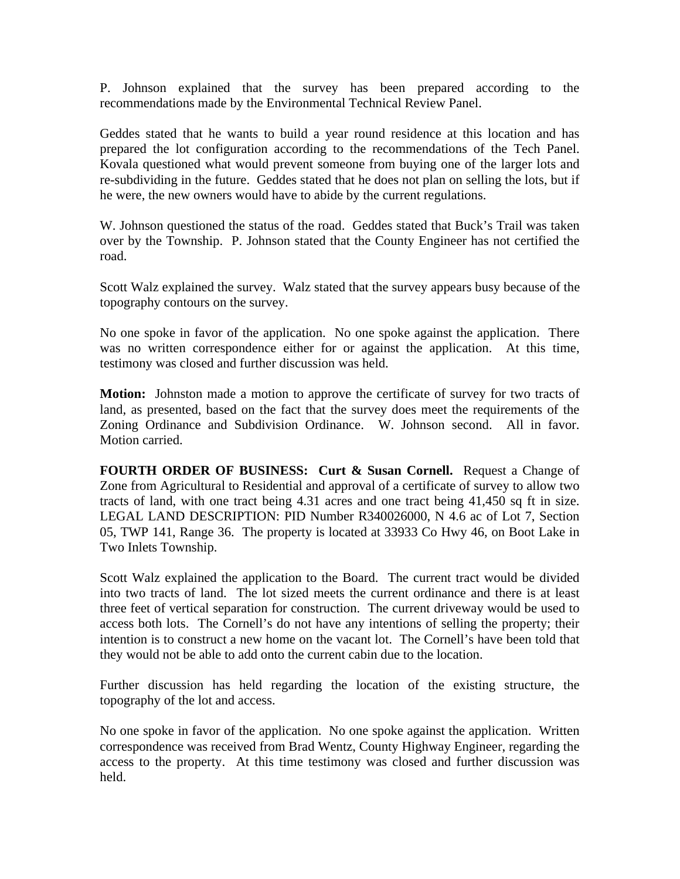P. Johnson explained that the survey has been prepared according to the recommendations made by the Environmental Technical Review Panel.

Geddes stated that he wants to build a year round residence at this location and has prepared the lot configuration according to the recommendations of the Tech Panel. Kovala questioned what would prevent someone from buying one of the larger lots and re-subdividing in the future. Geddes stated that he does not plan on selling the lots, but if he were, the new owners would have to abide by the current regulations.

W. Johnson questioned the status of the road. Geddes stated that Buck's Trail was taken over by the Township. P. Johnson stated that the County Engineer has not certified the road.

Scott Walz explained the survey. Walz stated that the survey appears busy because of the topography contours on the survey.

No one spoke in favor of the application. No one spoke against the application. There was no written correspondence either for or against the application. At this time, testimony was closed and further discussion was held.

**Motion:** Johnston made a motion to approve the certificate of survey for two tracts of land, as presented, based on the fact that the survey does meet the requirements of the Zoning Ordinance and Subdivision Ordinance. W. Johnson second. All in favor. Motion carried.

**FOURTH ORDER OF BUSINESS: Curt & Susan Cornell.** Request a Change of Zone from Agricultural to Residential and approval of a certificate of survey to allow two tracts of land, with one tract being 4.31 acres and one tract being 41,450 sq ft in size. LEGAL LAND DESCRIPTION: PID Number R340026000, N 4.6 ac of Lot 7, Section 05, TWP 141, Range 36. The property is located at 33933 Co Hwy 46, on Boot Lake in Two Inlets Township.

Scott Walz explained the application to the Board. The current tract would be divided into two tracts of land. The lot sized meets the current ordinance and there is at least three feet of vertical separation for construction. The current driveway would be used to access both lots. The Cornell's do not have any intentions of selling the property; their intention is to construct a new home on the vacant lot. The Cornell's have been told that they would not be able to add onto the current cabin due to the location.

Further discussion has held regarding the location of the existing structure, the topography of the lot and access.

No one spoke in favor of the application. No one spoke against the application. Written correspondence was received from Brad Wentz, County Highway Engineer, regarding the access to the property. At this time testimony was closed and further discussion was held.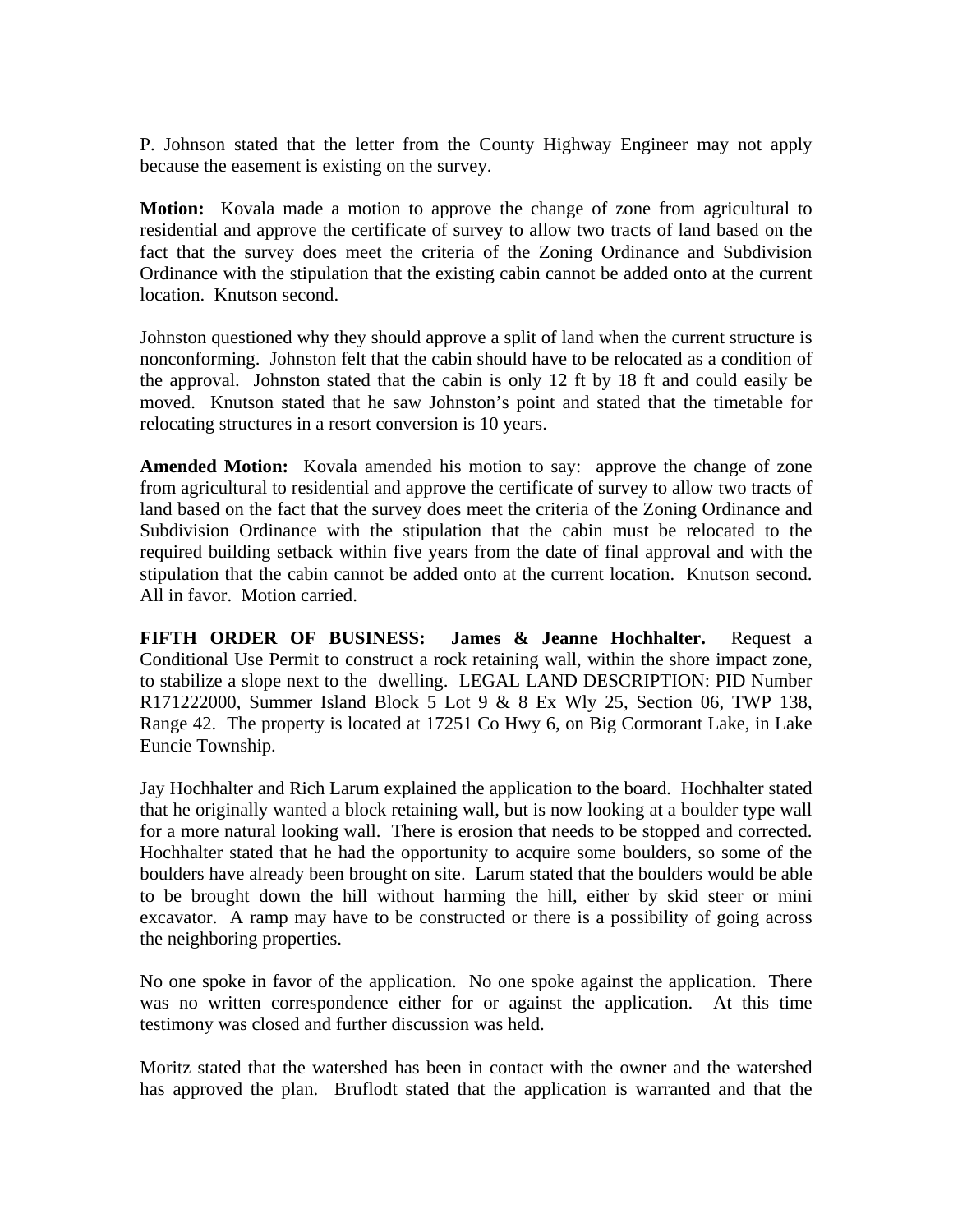P. Johnson stated that the letter from the County Highway Engineer may not apply because the easement is existing on the survey.

**Motion:** Kovala made a motion to approve the change of zone from agricultural to residential and approve the certificate of survey to allow two tracts of land based on the fact that the survey does meet the criteria of the Zoning Ordinance and Subdivision Ordinance with the stipulation that the existing cabin cannot be added onto at the current location. Knutson second.

Johnston questioned why they should approve a split of land when the current structure is nonconforming. Johnston felt that the cabin should have to be relocated as a condition of the approval. Johnston stated that the cabin is only 12 ft by 18 ft and could easily be moved. Knutson stated that he saw Johnston's point and stated that the timetable for relocating structures in a resort conversion is 10 years.

**Amended Motion:** Kovala amended his motion to say: approve the change of zone from agricultural to residential and approve the certificate of survey to allow two tracts of land based on the fact that the survey does meet the criteria of the Zoning Ordinance and Subdivision Ordinance with the stipulation that the cabin must be relocated to the required building setback within five years from the date of final approval and with the stipulation that the cabin cannot be added onto at the current location. Knutson second. All in favor. Motion carried.

**FIFTH ORDER OF BUSINESS: James & Jeanne Hochhalter.** Request a Conditional Use Permit to construct a rock retaining wall, within the shore impact zone, to stabilize a slope next to the dwelling. LEGAL LAND DESCRIPTION: PID Number R171222000, Summer Island Block 5 Lot 9 & 8 Ex Wly 25, Section 06, TWP 138, Range 42. The property is located at 17251 Co Hwy 6, on Big Cormorant Lake, in Lake Euncie Township.

Jay Hochhalter and Rich Larum explained the application to the board. Hochhalter stated that he originally wanted a block retaining wall, but is now looking at a boulder type wall for a more natural looking wall. There is erosion that needs to be stopped and corrected. Hochhalter stated that he had the opportunity to acquire some boulders, so some of the boulders have already been brought on site. Larum stated that the boulders would be able to be brought down the hill without harming the hill, either by skid steer or mini excavator. A ramp may have to be constructed or there is a possibility of going across the neighboring properties.

No one spoke in favor of the application. No one spoke against the application. There was no written correspondence either for or against the application. At this time testimony was closed and further discussion was held.

Moritz stated that the watershed has been in contact with the owner and the watershed has approved the plan. Bruflodt stated that the application is warranted and that the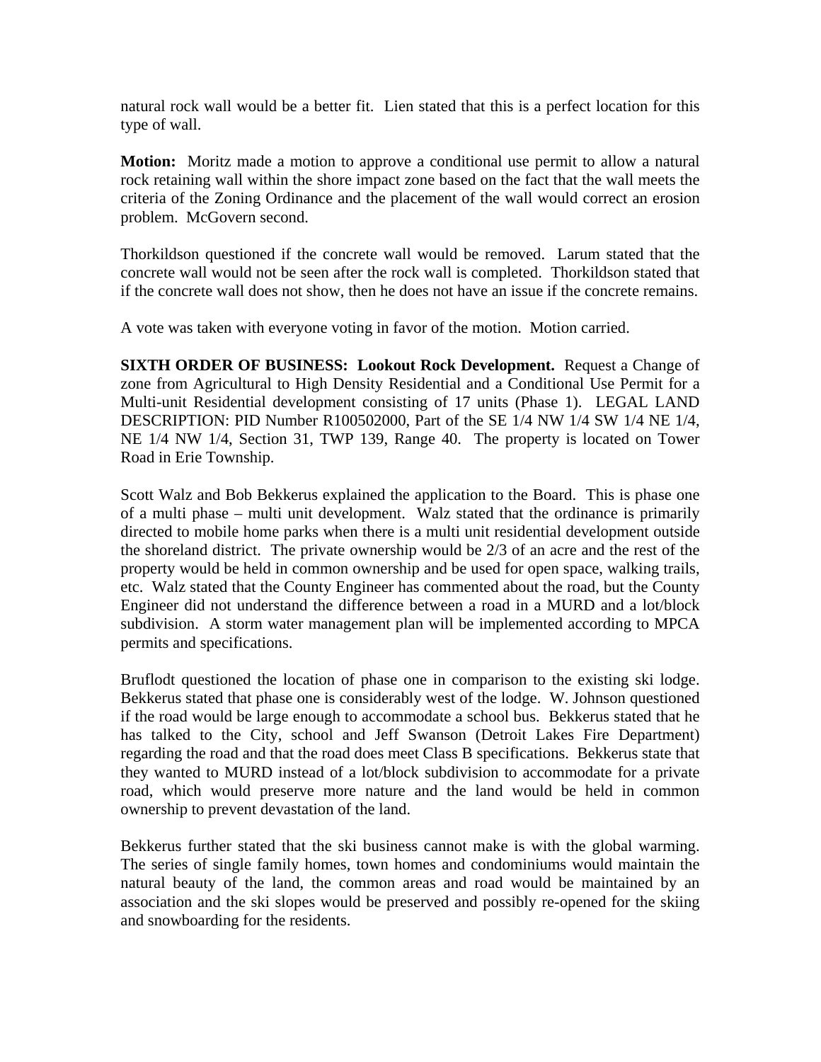natural rock wall would be a better fit. Lien stated that this is a perfect location for this type of wall.

**Motion:** Moritz made a motion to approve a conditional use permit to allow a natural rock retaining wall within the shore impact zone based on the fact that the wall meets the criteria of the Zoning Ordinance and the placement of the wall would correct an erosion problem. McGovern second.

Thorkildson questioned if the concrete wall would be removed. Larum stated that the concrete wall would not be seen after the rock wall is completed. Thorkildson stated that if the concrete wall does not show, then he does not have an issue if the concrete remains.

A vote was taken with everyone voting in favor of the motion. Motion carried.

**SIXTH ORDER OF BUSINESS: Lookout Rock Development.** Request a Change of zone from Agricultural to High Density Residential and a Conditional Use Permit for a Multi-unit Residential development consisting of 17 units (Phase 1). LEGAL LAND DESCRIPTION: PID Number R100502000, Part of the SE 1/4 NW 1/4 SW 1/4 NE 1/4, NE 1/4 NW 1/4, Section 31, TWP 139, Range 40. The property is located on Tower Road in Erie Township.

Scott Walz and Bob Bekkerus explained the application to the Board. This is phase one of a multi phase – multi unit development. Walz stated that the ordinance is primarily directed to mobile home parks when there is a multi unit residential development outside the shoreland district. The private ownership would be 2/3 of an acre and the rest of the property would be held in common ownership and be used for open space, walking trails, etc. Walz stated that the County Engineer has commented about the road, but the County Engineer did not understand the difference between a road in a MURD and a lot/block subdivision. A storm water management plan will be implemented according to MPCA permits and specifications.

Bruflodt questioned the location of phase one in comparison to the existing ski lodge. Bekkerus stated that phase one is considerably west of the lodge. W. Johnson questioned if the road would be large enough to accommodate a school bus. Bekkerus stated that he has talked to the City, school and Jeff Swanson (Detroit Lakes Fire Department) regarding the road and that the road does meet Class B specifications. Bekkerus state that they wanted to MURD instead of a lot/block subdivision to accommodate for a private road, which would preserve more nature and the land would be held in common ownership to prevent devastation of the land.

Bekkerus further stated that the ski business cannot make is with the global warming. The series of single family homes, town homes and condominiums would maintain the natural beauty of the land, the common areas and road would be maintained by an association and the ski slopes would be preserved and possibly re-opened for the skiing and snowboarding for the residents.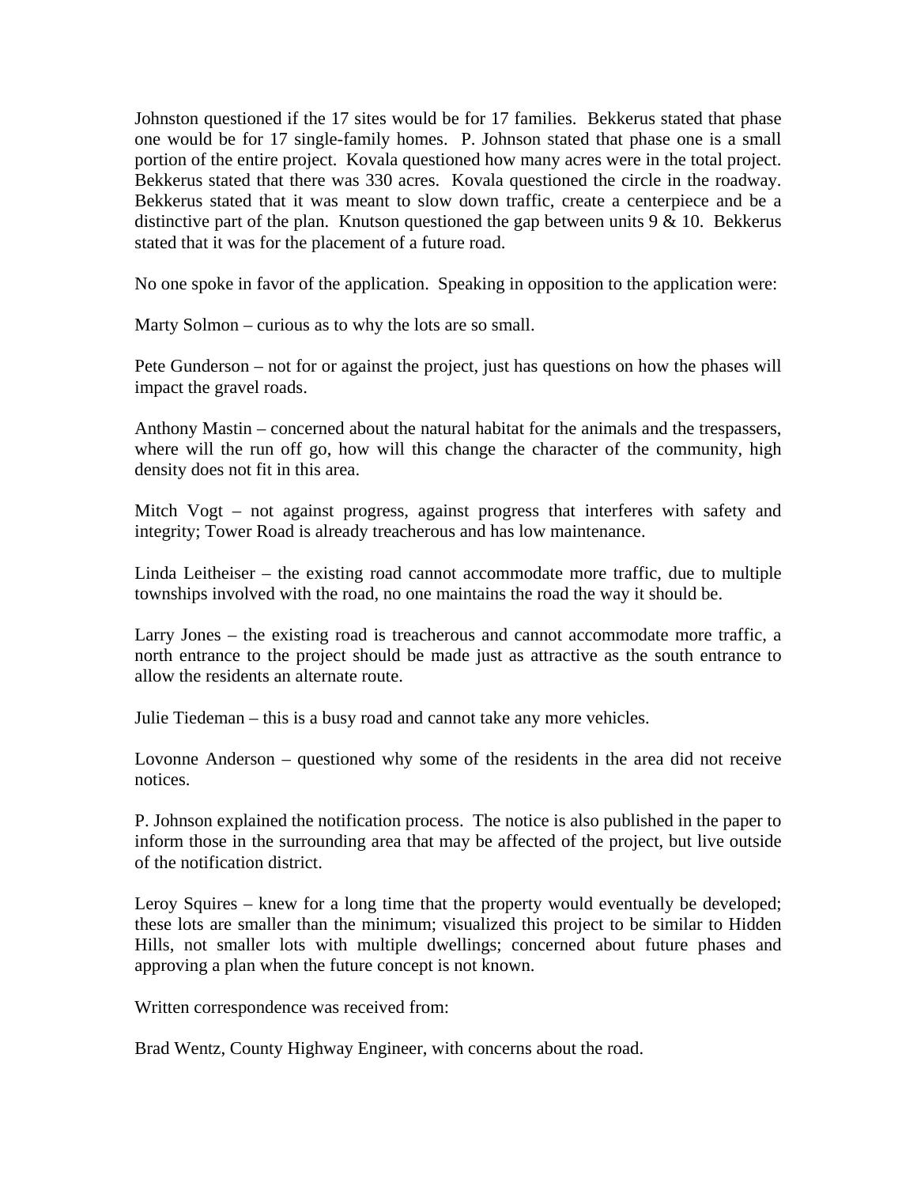Johnston questioned if the 17 sites would be for 17 families. Bekkerus stated that phase one would be for 17 single-family homes. P. Johnson stated that phase one is a small portion of the entire project. Kovala questioned how many acres were in the total project. Bekkerus stated that there was 330 acres. Kovala questioned the circle in the roadway. Bekkerus stated that it was meant to slow down traffic, create a centerpiece and be a distinctive part of the plan. Knutson questioned the gap between units 9 & 10. Bekkerus stated that it was for the placement of a future road.

No one spoke in favor of the application. Speaking in opposition to the application were:

Marty Solmon – curious as to why the lots are so small.

Pete Gunderson – not for or against the project, just has questions on how the phases will impact the gravel roads.

Anthony Mastin – concerned about the natural habitat for the animals and the trespassers, where will the run off go, how will this change the character of the community, high density does not fit in this area.

Mitch Vogt – not against progress, against progress that interferes with safety and integrity; Tower Road is already treacherous and has low maintenance.

Linda Leitheiser – the existing road cannot accommodate more traffic, due to multiple townships involved with the road, no one maintains the road the way it should be.

Larry Jones – the existing road is treacherous and cannot accommodate more traffic, a north entrance to the project should be made just as attractive as the south entrance to allow the residents an alternate route.

Julie Tiedeman – this is a busy road and cannot take any more vehicles.

Lovonne Anderson – questioned why some of the residents in the area did not receive notices.

P. Johnson explained the notification process. The notice is also published in the paper to inform those in the surrounding area that may be affected of the project, but live outside of the notification district.

Leroy Squires – knew for a long time that the property would eventually be developed; these lots are smaller than the minimum; visualized this project to be similar to Hidden Hills, not smaller lots with multiple dwellings; concerned about future phases and approving a plan when the future concept is not known.

Written correspondence was received from:

Brad Wentz, County Highway Engineer, with concerns about the road.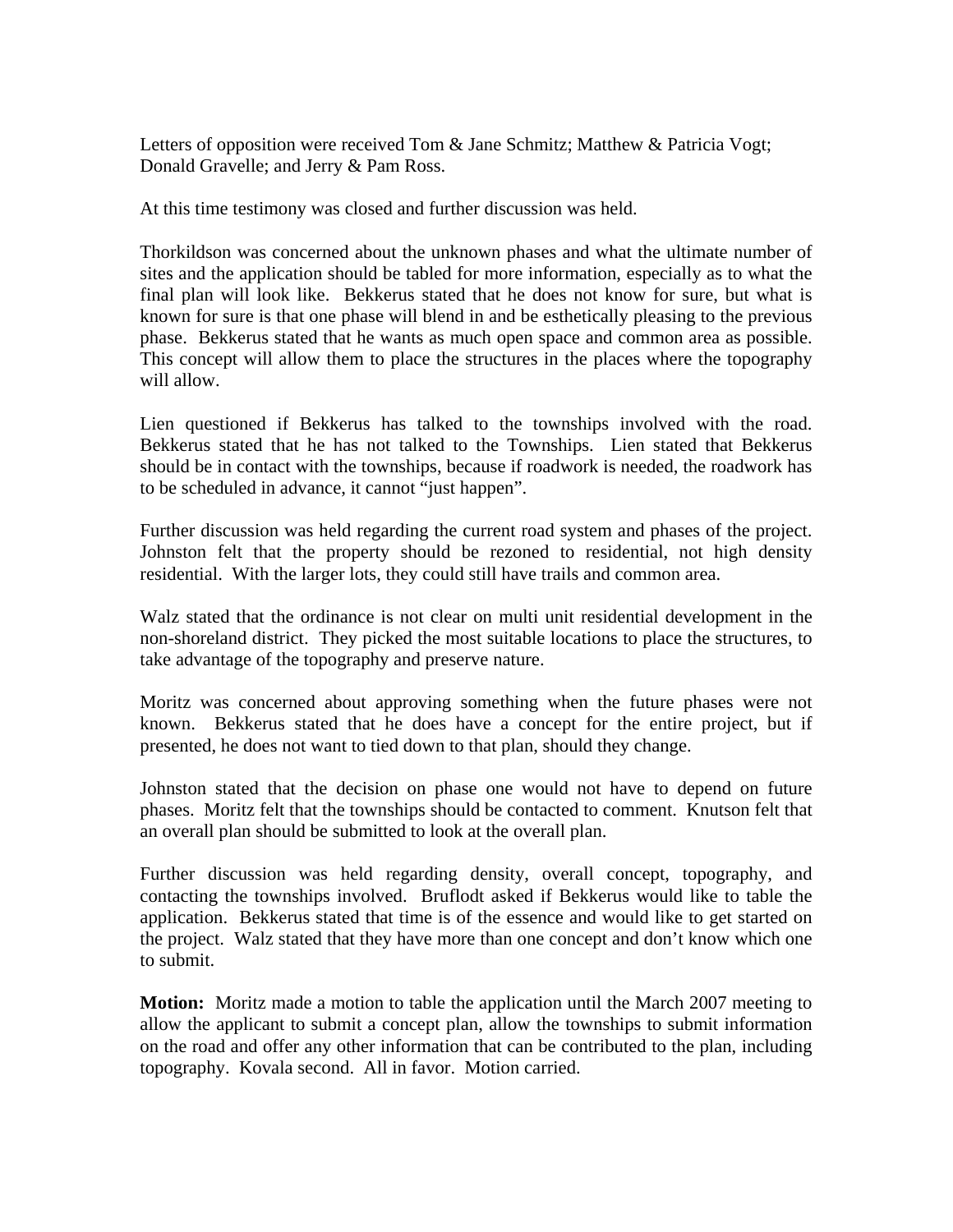Letters of opposition were received Tom & Jane Schmitz; Matthew & Patricia Vogt; Donald Gravelle; and Jerry & Pam Ross.

At this time testimony was closed and further discussion was held.

Thorkildson was concerned about the unknown phases and what the ultimate number of sites and the application should be tabled for more information, especially as to what the final plan will look like. Bekkerus stated that he does not know for sure, but what is known for sure is that one phase will blend in and be esthetically pleasing to the previous phase. Bekkerus stated that he wants as much open space and common area as possible. This concept will allow them to place the structures in the places where the topography will allow.

Lien questioned if Bekkerus has talked to the townships involved with the road. Bekkerus stated that he has not talked to the Townships. Lien stated that Bekkerus should be in contact with the townships, because if roadwork is needed, the roadwork has to be scheduled in advance, it cannot "just happen".

Further discussion was held regarding the current road system and phases of the project. Johnston felt that the property should be rezoned to residential, not high density residential. With the larger lots, they could still have trails and common area.

Walz stated that the ordinance is not clear on multi unit residential development in the non-shoreland district. They picked the most suitable locations to place the structures, to take advantage of the topography and preserve nature.

Moritz was concerned about approving something when the future phases were not known. Bekkerus stated that he does have a concept for the entire project, but if presented, he does not want to tied down to that plan, should they change.

Johnston stated that the decision on phase one would not have to depend on future phases. Moritz felt that the townships should be contacted to comment. Knutson felt that an overall plan should be submitted to look at the overall plan.

Further discussion was held regarding density, overall concept, topography, and contacting the townships involved. Bruflodt asked if Bekkerus would like to table the application. Bekkerus stated that time is of the essence and would like to get started on the project. Walz stated that they have more than one concept and don't know which one to submit.

**Motion:** Moritz made a motion to table the application until the March 2007 meeting to allow the applicant to submit a concept plan, allow the townships to submit information on the road and offer any other information that can be contributed to the plan, including topography. Kovala second. All in favor. Motion carried.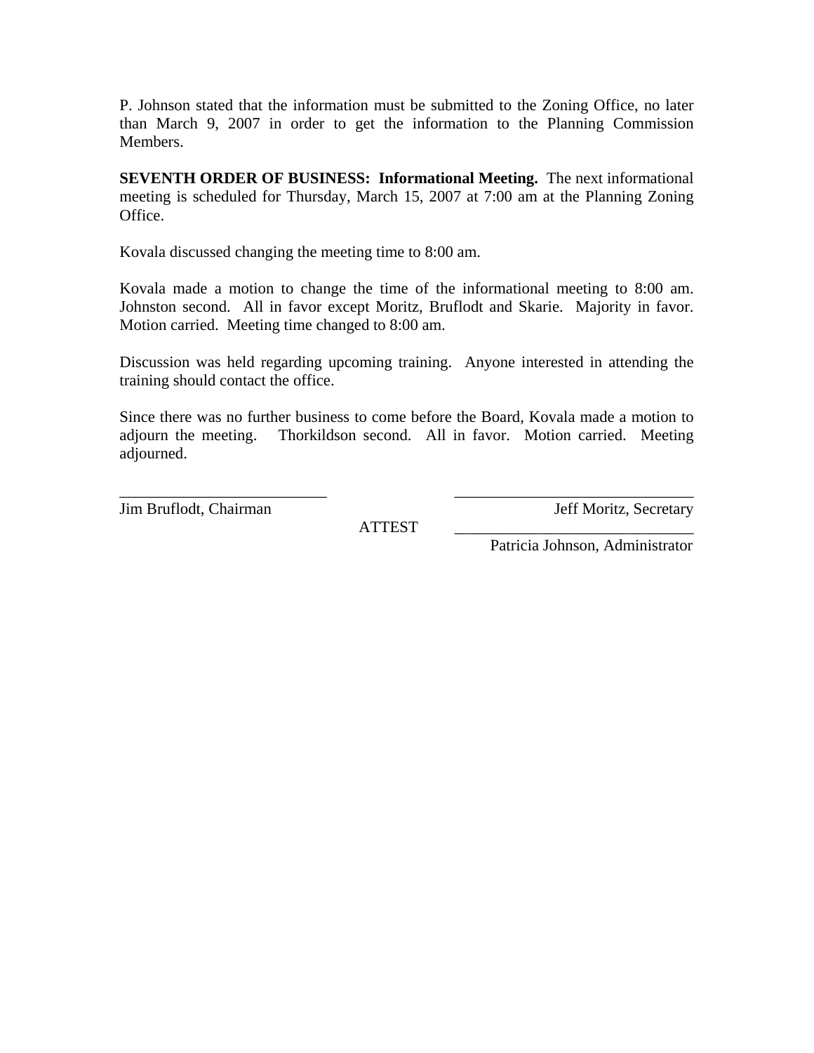P. Johnson stated that the information must be submitted to the Zoning Office, no later than March 9, 2007 in order to get the information to the Planning Commission Members.

**SEVENTH ORDER OF BUSINESS: Informational Meeting.** The next informational meeting is scheduled for Thursday, March 15, 2007 at 7:00 am at the Planning Zoning Office.

Kovala discussed changing the meeting time to 8:00 am.

Kovala made a motion to change the time of the informational meeting to 8:00 am. Johnston second. All in favor except Moritz, Bruflodt and Skarie. Majority in favor. Motion carried. Meeting time changed to 8:00 am.

Discussion was held regarding upcoming training. Anyone interested in attending the training should contact the office.

Since there was no further business to come before the Board, Kovala made a motion to adjourn the meeting. Thorkildson second. All in favor. Motion carried. Meeting adjourned.

___________________________  ___________________________

Jim Bruflodt, Chairman  Jeff Moritz, Secretary

ATTEST ___________________________

Patricia Johnson, Administrator